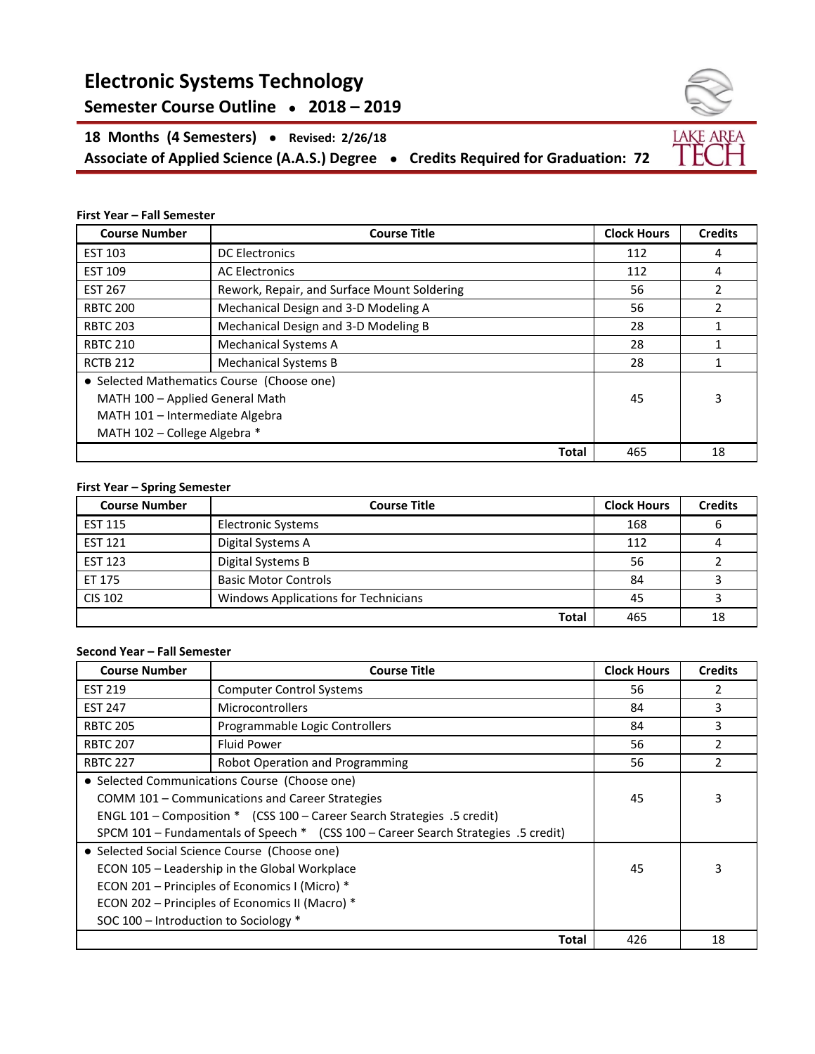# Electronic Systems Technology

## Semester Course Outline • 2018 – 2019

**18 Months (4 Semesters) • Revised: 2/26/18**

**Associate of Applied Science (A.A.S.) Degree • Credits Required for Graduation: 72**

**First Year – Fall Semester**

| Course Number | Course Title | Clock Hours | Credits |
|---|---|---|---|
| EST 103 | DC Electronics | 112 | 4 |
| EST 109 | AC Electronics | 112 | 4 |
| EST 267 | Rework, Repair, and Surface Mount Soldering | 56 | 2 |
| RBTC 200 | Mechanical Design and 3-D Modeling A | 56 | 2 |
| RBTC 203 | Mechanical Design and 3-D Modeling B | 28 | 1 |
| RBTC 210 | Mechanical Systems A | 28 | 1 |
| RCTB 212 | Mechanical Systems B | 28 | 1 |
| • Selected Mathematics Course (Choose one)<br>MATH 100 – Applied General Math<br>MATH 101 – Intermediate Algebra<br>MATH 102 – College Algebra * | | 45 | 3 |
| | **Total** | 465 | 18 |

**First Year – Spring Semester**

| Course Number | Course Title | Clock Hours | Credits |
|---|---|---|---|
| EST 115 | Electronic Systems | 168 | 6 |
| EST 121 | Digital Systems A | 112 | 4 |
| EST 123 | Digital Systems B | 56 | 2 |
| ET 175 | Basic Motor Controls | 84 | 3 |
| CIS 102 | Windows Applications for Technicians | 45 | 3 |
| | **Total** | 465 | 18 |

**Second Year – Fall Semester**

| Course Number | Course Title | Clock Hours | Credits |
|---|---|---|---|
| EST 219 | Computer Control Systems | 56 | 2 |
| EST 247 | Microcontrollers | 84 | 3 |
| RBTC 205 | Programmable Logic Controllers | 84 | 3 |
| RBTC 207 | Fluid Power | 56 | 2 |
| RBTC 227 | Robot Operation and Programming | 56 | 2 |
| • Selected Communications Course (Choose one)<br>COMM 101 – Communications and Career Strategies<br>ENGL 101 – Composition * (CSS 100 – Career Search Strategies .5 credit)<br>SPCM 101 – Fundamentals of Speech * (CSS 100 – Career Search Strategies .5 credit) | | 45 | 3 |
| • Selected Social Science Course (Choose one)<br>ECON 105 – Leadership in the Global Workplace<br>ECON 201 – Principles of Economics I (Micro) *<br>ECON 202 – Principles of Economics II (Macro) *<br>SOC 100 – Introduction to Sociology * | | 45 | 3 |
| | **Total** | 426 | 18 |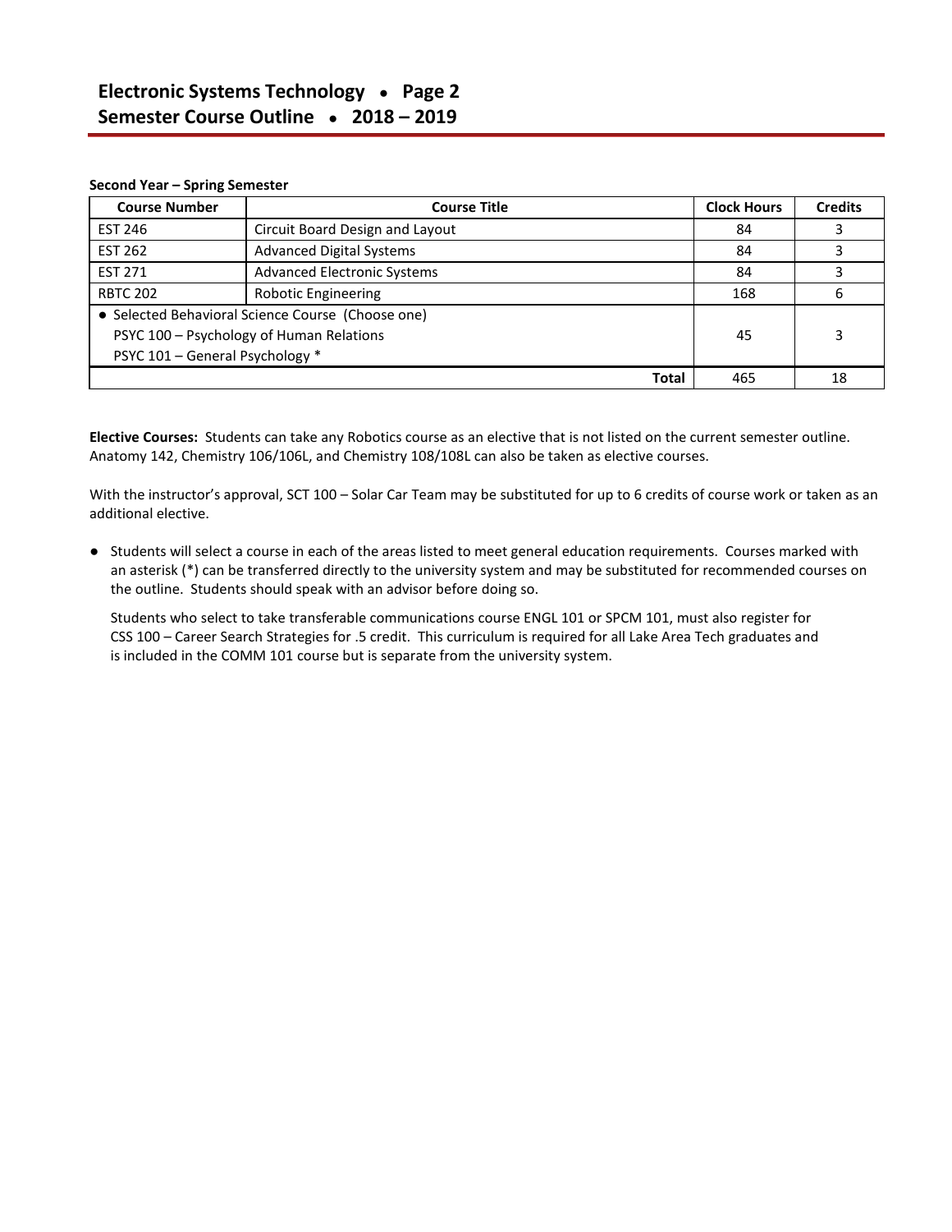**Second Year – Spring Semester**

| Course Number | Course Title | Clock Hours | Credits |
|---|---|---|---|
| EST 246 | Circuit Board Design and Layout | 84 | 3 |
| EST 262 | Advanced Digital Systems | 84 | 3 |
| EST 271 | Advanced Electronic Systems | 84 | 3 |
| RBTC 202 | Robotic Engineering | 168 | 6 |
| ● Selected Behavioral Science Course (Choose one)<br>PSYC 100 – Psychology of Human Relations<br>PSYC 101 – General Psychology * | | 45 | 3 |
| | **Total** | 465 | 18 |

**Elective Courses:** Students can take any Robotics course as an elective that is not listed on the current semester outline. Anatomy 142, Chemistry 106/106L, and Chemistry 108/108L can also be taken as elective courses.

With the instructor's approval, SCT 100 – Solar Car Team may be substituted for up to 6 credits of course work or taken as an additional elective.

● Students will select a course in each of the areas listed to meet general education requirements. Courses marked with an asterisk (*) can be transferred directly to the university system and may be substituted for recommended courses on the outline. Students should speak with an advisor before doing so.

Students who select to take transferable communications course ENGL 101 or SPCM 101, must also register for CSS 100 – Career Search Strategies for .5 credit. This curriculum is required for all Lake Area Tech graduates and is included in the COMM 101 course but is separate from the university system.